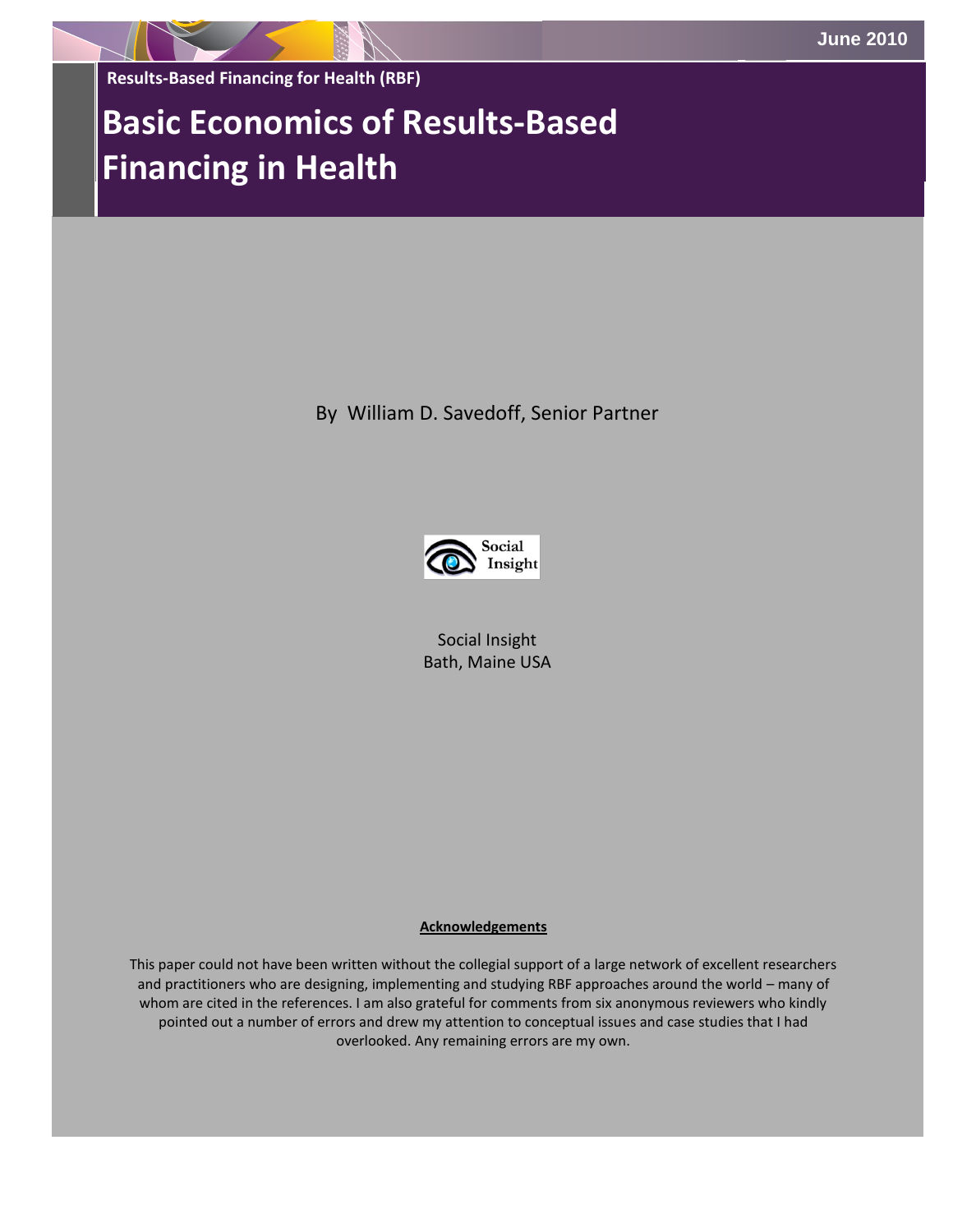June 2010

Results-Based Financing for Health (RBF)

# Basic Economics of Results-Based Financing in Health

By William D. Savedoff, Senior Partner

Social Insight
Bath, Maine USA

**Acknowledgements**

This paper could not have been written without the collegial support of a large network of excellent researchers and practitioners who are designing, implementing and studying RBF approaches around the world – many of whom are cited in the references. I am also grateful for comments from six anonymous reviewers who kindly pointed out a number of errors and drew my attention to conceptual issues and case studies that I had overlooked. Any remaining errors are my own.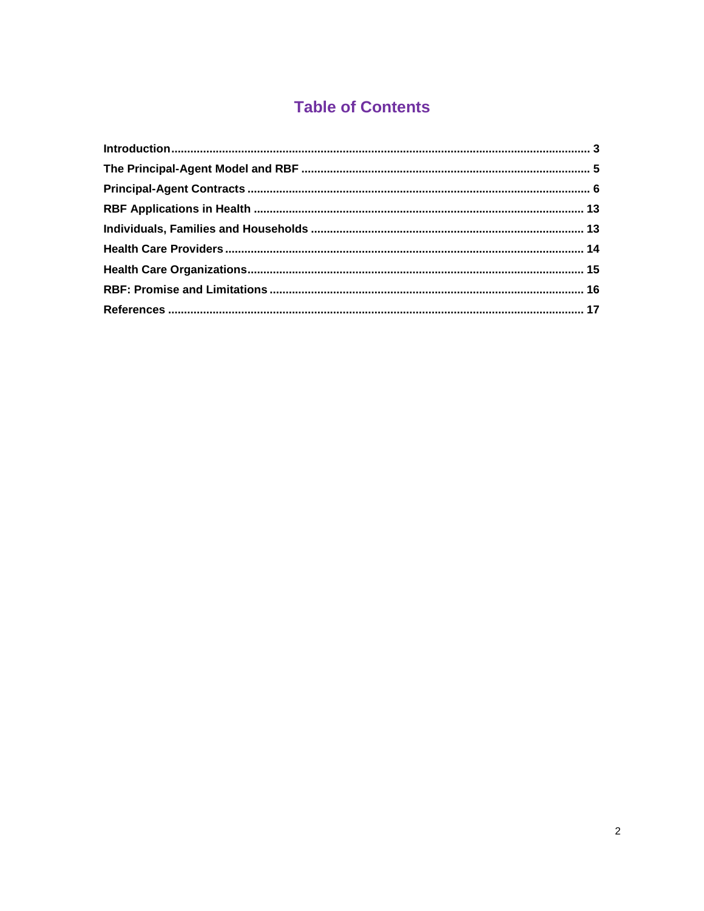# Table of Contents

Introduction .......... 3
The Principal-Agent Model and RBF .......... 5
Principal-Agent Contracts .......... 6
RBF Applications in Health .......... 13
Individuals, Families and Households .......... 13
Health Care Providers .......... 14
Health Care Organizations .......... 15
RBF: Promise and Limitations .......... 16
References .......... 17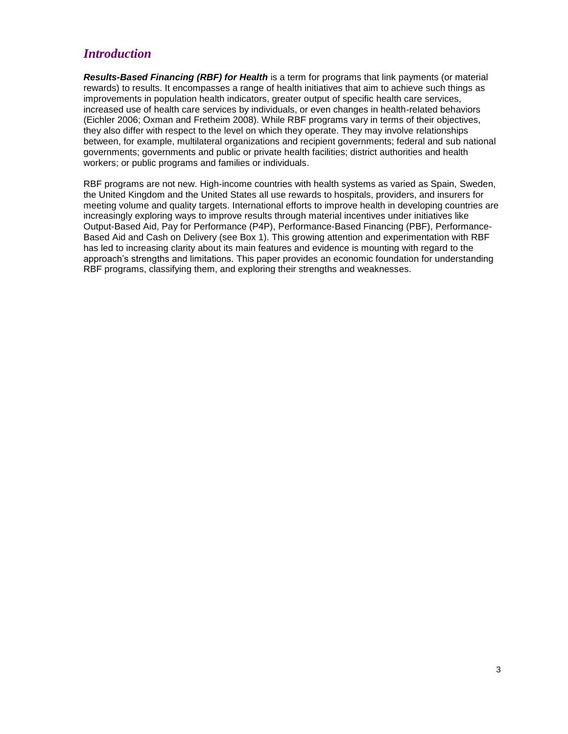## *Introduction*

***Results-Based Financing (RBF) for Health*** is a term for programs that link payments (or material rewards) to results. It encompasses a range of health initiatives that aim to achieve such things as improvements in population health indicators, greater output of specific health care services, increased use of health care services by individuals, or even changes in health-related behaviors (Eichler 2006; Oxman and Fretheim 2008). While RBF programs vary in terms of their objectives, they also differ with respect to the level on which they operate. They may involve relationships between, for example, multilateral organizations and recipient governments; federal and sub national governments; governments and public or private health facilities; district authorities and health workers; or public programs and families or individuals.

RBF programs are not new. High-income countries with health systems as varied as Spain, Sweden, the United Kingdom and the United States all use rewards to hospitals, providers, and insurers for meeting volume and quality targets. International efforts to improve health in developing countries are increasingly exploring ways to improve results through material incentives under initiatives like Output-Based Aid, Pay for Performance (P4P), Performance-Based Financing (PBF), Performance-Based Aid and Cash on Delivery (see Box 1). This growing attention and experimentation with RBF has led to increasing clarity about its main features and evidence is mounting with regard to the approach's strengths and limitations. This paper provides an economic foundation for understanding RBF programs, classifying them, and exploring their strengths and weaknesses.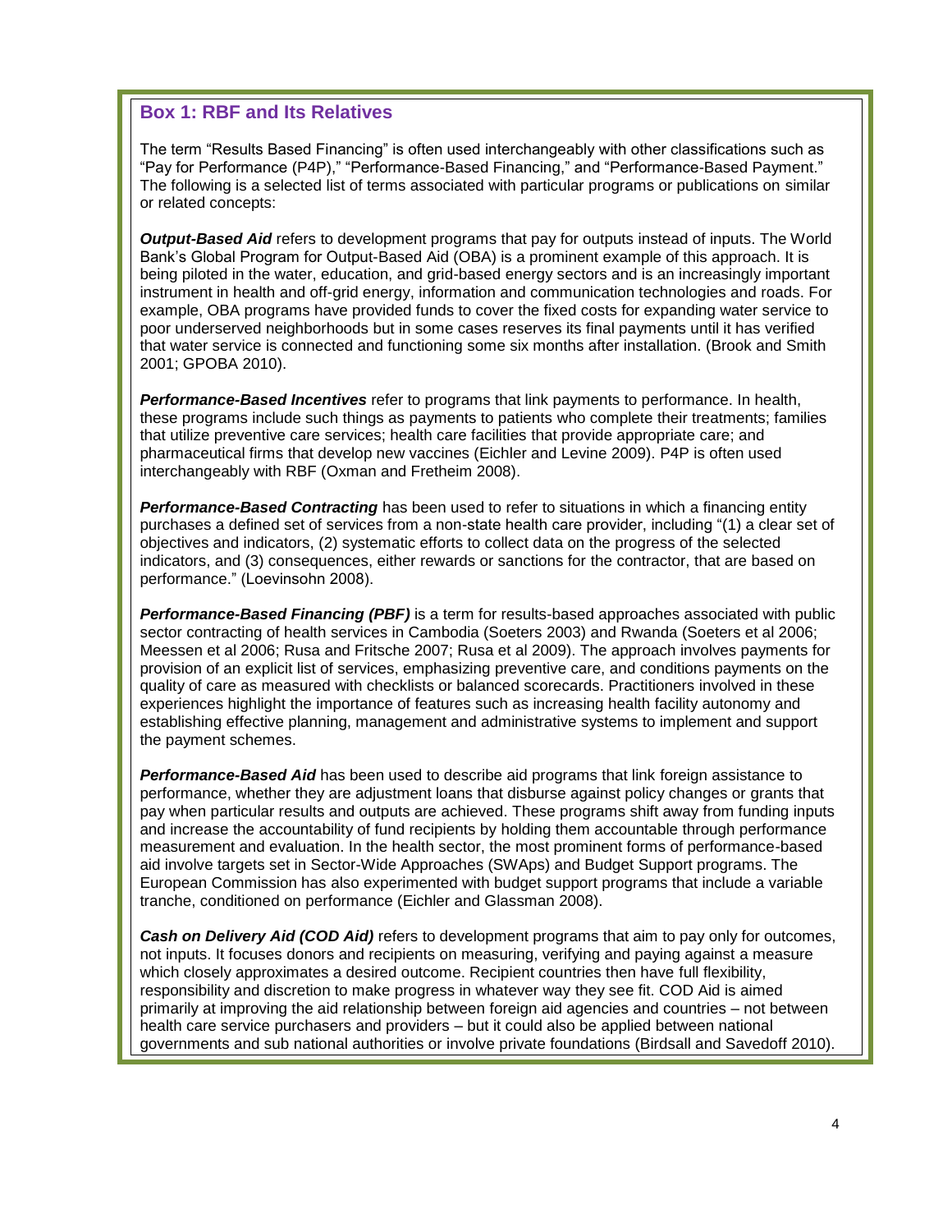### Box 1: RBF and Its Relatives

The term "Results Based Financing" is often used interchangeably with other classifications such as "Pay for Performance (P4P)," "Performance-Based Financing," and "Performance-Based Payment." The following is a selected list of terms associated with particular programs or publications on similar or related concepts:

***Output-Based Aid*** refers to development programs that pay for outputs instead of inputs. The World Bank's Global Program for Output-Based Aid (OBA) is a prominent example of this approach. It is being piloted in the water, education, and grid-based energy sectors and is an increasingly important instrument in health and off-grid energy, information and communication technologies and roads. For example, OBA programs have provided funds to cover the fixed costs for expanding water service to poor underserved neighborhoods but in some cases reserves its final payments until it has verified that water service is connected and functioning some six months after installation. (Brook and Smith 2001; GPOBA 2010).

***Performance-Based Incentives*** refer to programs that link payments to performance. In health, these programs include such things as payments to patients who complete their treatments; families that utilize preventive care services; health care facilities that provide appropriate care; and pharmaceutical firms that develop new vaccines (Eichler and Levine 2009). P4P is often used interchangeably with RBF (Oxman and Fretheim 2008).

***Performance-Based Contracting*** has been used to refer to situations in which a financing entity purchases a defined set of services from a non-state health care provider, including "(1) a clear set of objectives and indicators, (2) systematic efforts to collect data on the progress of the selected indicators, and (3) consequences, either rewards or sanctions for the contractor, that are based on performance." (Loevinsohn 2008).

***Performance-Based Financing (PBF)*** is a term for results-based approaches associated with public sector contracting of health services in Cambodia (Soeters 2003) and Rwanda (Soeters et al 2006; Meessen et al 2006; Rusa and Fritsche 2007; Rusa et al 2009). The approach involves payments for provision of an explicit list of services, emphasizing preventive care, and conditions payments on the quality of care as measured with checklists or balanced scorecards. Practitioners involved in these experiences highlight the importance of features such as increasing health facility autonomy and establishing effective planning, management and administrative systems to implement and support the payment schemes.

***Performance-Based Aid*** has been used to describe aid programs that link foreign assistance to performance, whether they are adjustment loans that disburse against policy changes or grants that pay when particular results and outputs are achieved. These programs shift away from funding inputs and increase the accountability of fund recipients by holding them accountable through performance measurement and evaluation. In the health sector, the most prominent forms of performance-based aid involve targets set in Sector-Wide Approaches (SWAps) and Budget Support programs. The European Commission has also experimented with budget support programs that include a variable tranche, conditioned on performance (Eichler and Glassman 2008).

***Cash on Delivery Aid (COD Aid)*** refers to development programs that aim to pay only for outcomes, not inputs. It focuses donors and recipients on measuring, verifying and paying against a measure which closely approximates a desired outcome. Recipient countries then have full flexibility, responsibility and discretion to make progress in whatever way they see fit. COD Aid is aimed primarily at improving the aid relationship between foreign aid agencies and countries – not between health care service purchasers and providers – but it could also be applied between national governments and sub national authorities or involve private foundations (Birdsall and Savedoff 2010).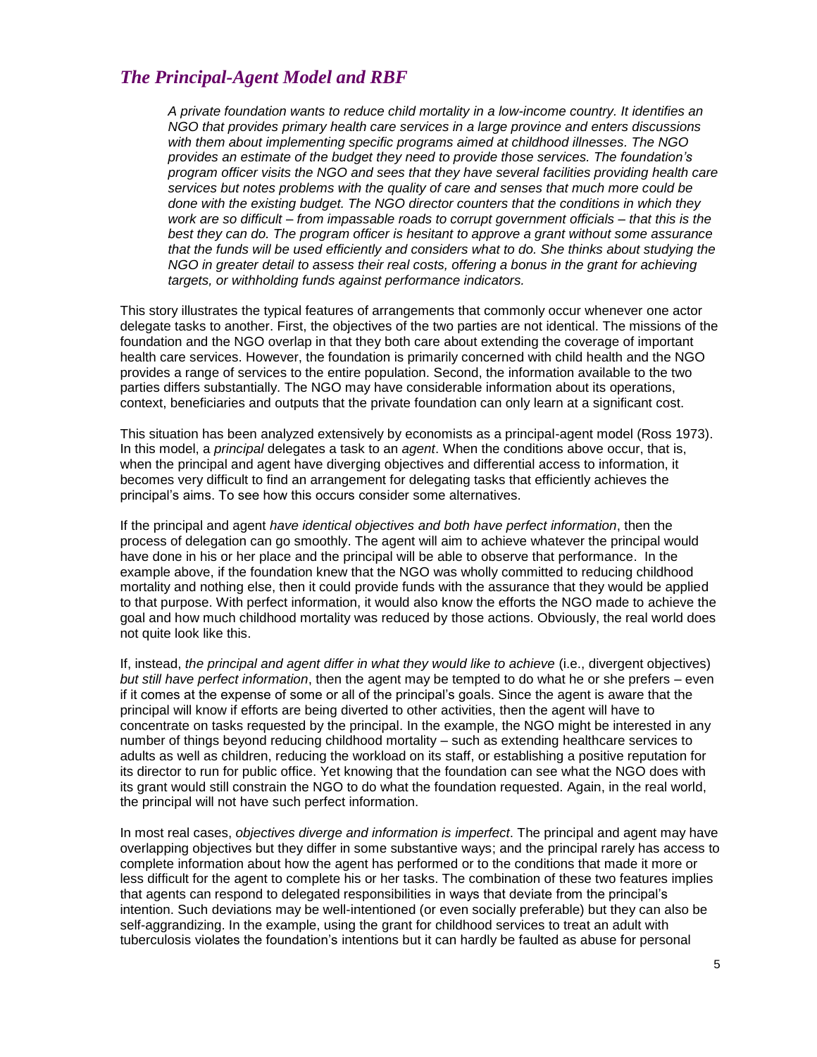## *The Principal-Agent Model and RBF*

> *A private foundation wants to reduce child mortality in a low-income country. It identifies an NGO that provides primary health care services in a large province and enters discussions with them about implementing specific programs aimed at childhood illnesses. The NGO provides an estimate of the budget they need to provide those services. The foundation's program officer visits the NGO and sees that they have several facilities providing health care services but notes problems with the quality of care and senses that much more could be done with the existing budget. The NGO director counters that the conditions in which they work are so difficult – from impassable roads to corrupt government officials – that this is the best they can do. The program officer is hesitant to approve a grant without some assurance that the funds will be used efficiently and considers what to do. She thinks about studying the NGO in greater detail to assess their real costs, offering a bonus in the grant for achieving targets, or withholding funds against performance indicators.*

This story illustrates the typical features of arrangements that commonly occur whenever one actor delegate tasks to another. First, the objectives of the two parties are not identical. The missions of the foundation and the NGO overlap in that they both care about extending the coverage of important health care services. However, the foundation is primarily concerned with child health and the NGO provides a range of services to the entire population. Second, the information available to the two parties differs substantially. The NGO may have considerable information about its operations, context, beneficiaries and outputs that the private foundation can only learn at a significant cost.

This situation has been analyzed extensively by economists as a principal-agent model (Ross 1973). In this model, a *principal* delegates a task to an *agent*. When the conditions above occur, that is, when the principal and agent have diverging objectives and differential access to information, it becomes very difficult to find an arrangement for delegating tasks that efficiently achieves the principal's aims. To see how this occurs consider some alternatives.

If the principal and agent *have identical objectives and both have perfect information*, then the process of delegation can go smoothly. The agent will aim to achieve whatever the principal would have done in his or her place and the principal will be able to observe that performance. In the example above, if the foundation knew that the NGO was wholly committed to reducing childhood mortality and nothing else, then it could provide funds with the assurance that they would be applied to that purpose. With perfect information, it would also know the efforts the NGO made to achieve the goal and how much childhood mortality was reduced by those actions. Obviously, the real world does not quite look like this.

If, instead, *the principal and agent differ in what they would like to achieve* (i.e., divergent objectives) *but still have perfect information*, then the agent may be tempted to do what he or she prefers – even if it comes at the expense of some or all of the principal's goals. Since the agent is aware that the principal will know if efforts are being diverted to other activities, then the agent will have to concentrate on tasks requested by the principal. In the example, the NGO might be interested in any number of things beyond reducing childhood mortality – such as extending healthcare services to adults as well as children, reducing the workload on its staff, or establishing a positive reputation for its director to run for public office. Yet knowing that the foundation can see what the NGO does with its grant would still constrain the NGO to do what the foundation requested. Again, in the real world, the principal will not have such perfect information.

In most real cases, *objectives diverge and information is imperfect*. The principal and agent may have overlapping objectives but they differ in some substantive ways; and the principal rarely has access to complete information about how the agent has performed or to the conditions that made it more or less difficult for the agent to complete his or her tasks. The combination of these two features implies that agents can respond to delegated responsibilities in ways that deviate from the principal's intention. Such deviations may be well-intentioned (or even socially preferable) but they can also be self-aggrandizing. In the example, using the grant for childhood services to treat an adult with tuberculosis violates the foundation's intentions but it can hardly be faulted as abuse for personal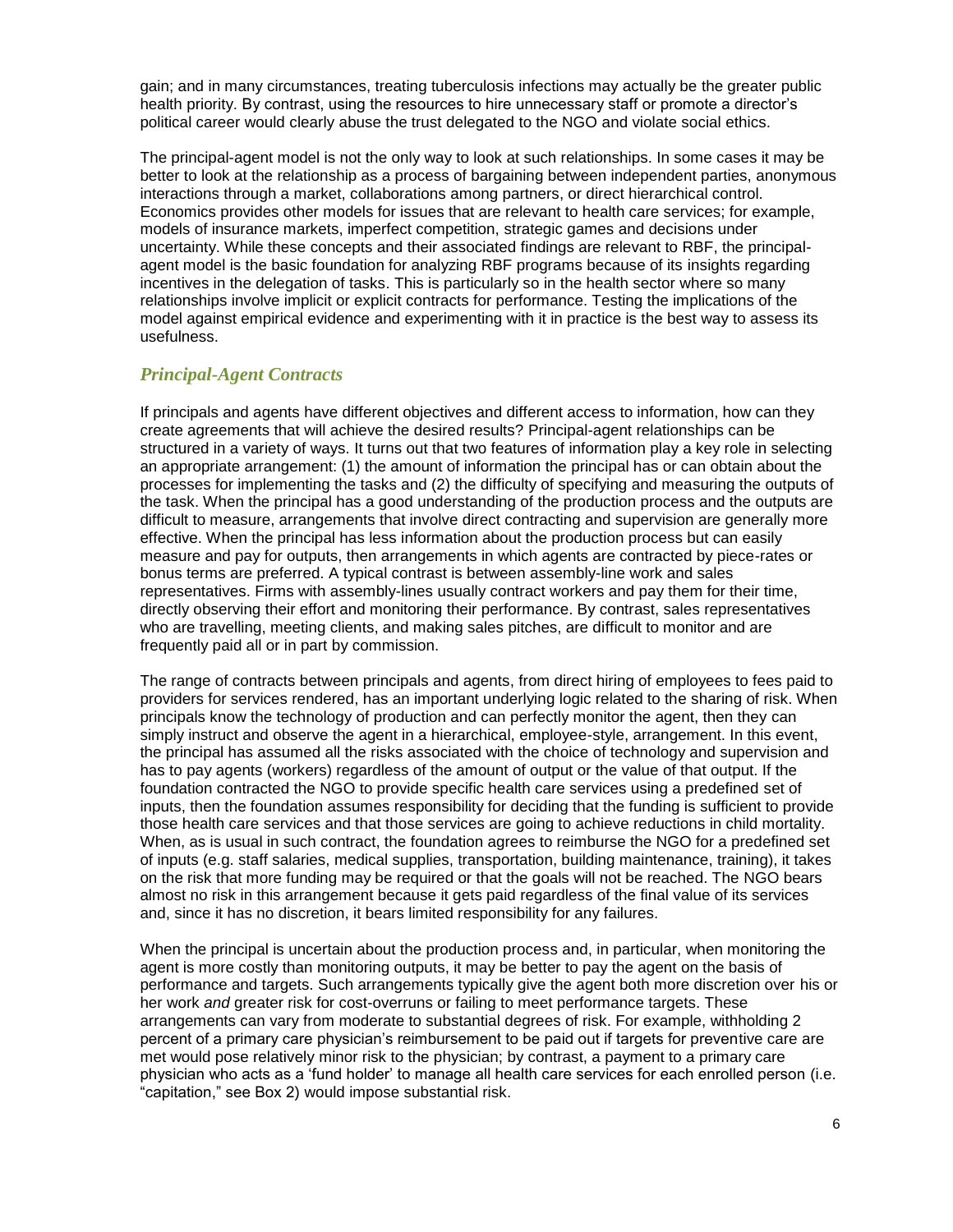gain; and in many circumstances, treating tuberculosis infections may actually be the greater public health priority. By contrast, using the resources to hire unnecessary staff or promote a director's political career would clearly abuse the trust delegated to the NGO and violate social ethics.

The principal-agent model is not the only way to look at such relationships. In some cases it may be better to look at the relationship as a process of bargaining between independent parties, anonymous interactions through a market, collaborations among partners, or direct hierarchical control. Economics provides other models for issues that are relevant to health care services; for example, models of insurance markets, imperfect competition, strategic games and decisions under uncertainty. While these concepts and their associated findings are relevant to RBF, the principal-agent model is the basic foundation for analyzing RBF programs because of its insights regarding incentives in the delegation of tasks. This is particularly so in the health sector where so many relationships involve implicit or explicit contracts for performance. Testing the implications of the model against empirical evidence and experimenting with it in practice is the best way to assess its usefulness.

## *Principal-Agent Contracts*

If principals and agents have different objectives and different access to information, how can they create agreements that will achieve the desired results? Principal-agent relationships can be structured in a variety of ways. It turns out that two features of information play a key role in selecting an appropriate arrangement: (1) the amount of information the principal has or can obtain about the processes for implementing the tasks and (2) the difficulty of specifying and measuring the outputs of the task. When the principal has a good understanding of the production process and the outputs are difficult to measure, arrangements that involve direct contracting and supervision are generally more effective. When the principal has less information about the production process but can easily measure and pay for outputs, then arrangements in which agents are contracted by piece-rates or bonus terms are preferred. A typical contrast is between assembly-line work and sales representatives. Firms with assembly-lines usually contract workers and pay them for their time, directly observing their effort and monitoring their performance. By contrast, sales representatives who are travelling, meeting clients, and making sales pitches, are difficult to monitor and are frequently paid all or in part by commission.

The range of contracts between principals and agents, from direct hiring of employees to fees paid to providers for services rendered, has an important underlying logic related to the sharing of risk. When principals know the technology of production and can perfectly monitor the agent, then they can simply instruct and observe the agent in a hierarchical, employee-style, arrangement. In this event, the principal has assumed all the risks associated with the choice of technology and supervision and has to pay agents (workers) regardless of the amount of output or the value of that output. If the foundation contracted the NGO to provide specific health care services using a predefined set of inputs, then the foundation assumes responsibility for deciding that the funding is sufficient to provide those health care services and that those services are going to achieve reductions in child mortality. When, as is usual in such contract, the foundation agrees to reimburse the NGO for a predefined set of inputs (e.g. staff salaries, medical supplies, transportation, building maintenance, training), it takes on the risk that more funding may be required or that the goals will not be reached. The NGO bears almost no risk in this arrangement because it gets paid regardless of the final value of its services and, since it has no discretion, it bears limited responsibility for any failures.

When the principal is uncertain about the production process and, in particular, when monitoring the agent is more costly than monitoring outputs, it may be better to pay the agent on the basis of performance and targets. Such arrangements typically give the agent both more discretion over his or her work *and* greater risk for cost-overruns or failing to meet performance targets. These arrangements can vary from moderate to substantial degrees of risk. For example, withholding 2 percent of a primary care physician's reimbursement to be paid out if targets for preventive care are met would pose relatively minor risk to the physician; by contrast, a payment to a primary care physician who acts as a 'fund holder' to manage all health care services for each enrolled person (i.e. "capitation," see Box 2) would impose substantial risk.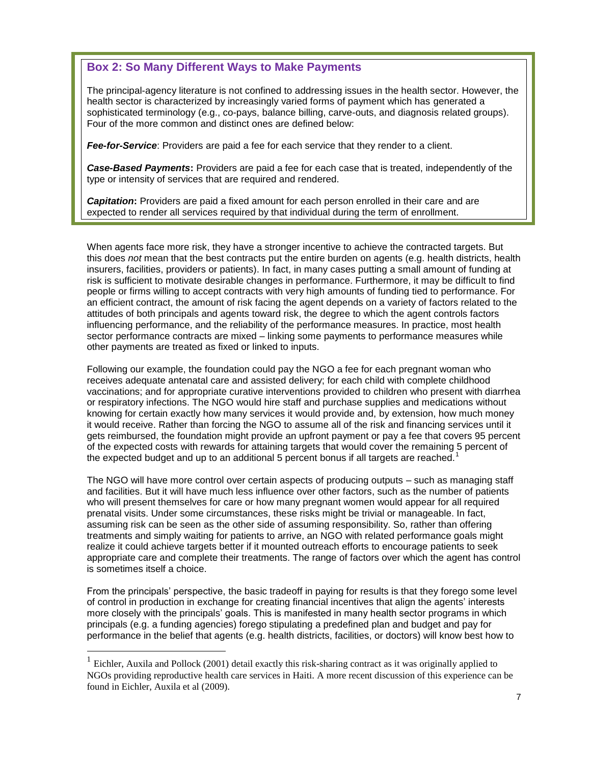> ### Box 2: So Many Different Ways to Make Payments
>
> The principal-agency literature is not confined to addressing issues in the health sector. However, the health sector is characterized by increasingly varied forms of payment which has generated a sophisticated terminology (e.g., co-pays, balance billing, carve-outs, and diagnosis related groups). Four of the more common and distinct ones are defined below:
>
> ***Fee-for-Service***: Providers are paid a fee for each service that they render to a client.
>
> ***Case-Based Payments*****:** Providers are paid a fee for each case that is treated, independently of the type or intensity of services that are required and rendered.
>
> ***Capitation*****:** Providers are paid a fixed amount for each person enrolled in their care and are expected to render all services required by that individual during the term of enrollment.

When agents face more risk, they have a stronger incentive to achieve the contracted targets. But this does *not* mean that the best contracts put the entire burden on agents (e.g. health districts, health insurers, facilities, providers or patients). In fact, in many cases putting a small amount of funding at risk is sufficient to motivate desirable changes in performance. Furthermore, it may be difficult to find people or firms willing to accept contracts with very high amounts of funding tied to performance. For an efficient contract, the amount of risk facing the agent depends on a variety of factors related to the attitudes of both principals and agents toward risk, the degree to which the agent controls factors influencing performance, and the reliability of the performance measures. In practice, most health sector performance contracts are mixed – linking some payments to performance measures while other payments are treated as fixed or linked to inputs.

Following our example, the foundation could pay the NGO a fee for each pregnant woman who receives adequate antenatal care and assisted delivery; for each child with complete childhood vaccinations; and for appropriate curative interventions provided to children who present with diarrhea or respiratory infections. The NGO would hire staff and purchase supplies and medications without knowing for certain exactly how many services it would provide and, by extension, how much money it would receive. Rather than forcing the NGO to assume all of the risk and financing services until it gets reimbursed, the foundation might provide an upfront payment or pay a fee that covers 95 percent of the expected costs with rewards for attaining targets that would cover the remaining 5 percent of the expected budget and up to an additional 5 percent bonus if all targets are reached.[1]

The NGO will have more control over certain aspects of producing outputs – such as managing staff and facilities. But it will have much less influence over other factors, such as the number of patients who will present themselves for care or how many pregnant women would appear for all required prenatal visits. Under some circumstances, these risks might be trivial or manageable. In fact, assuming risk can be seen as the other side of assuming responsibility. So, rather than offering treatments and simply waiting for patients to arrive, an NGO with related performance goals might realize it could achieve targets better if it mounted outreach efforts to encourage patients to seek appropriate care and complete their treatments. The range of factors over which the agent has control is sometimes itself a choice.

From the principals' perspective, the basic tradeoff in paying for results is that they forego some level of control in production in exchange for creating financial incentives that align the agents' interests more closely with the principals' goals. This is manifested in many health sector programs in which principals (e.g. a funding agencies) forego stipulating a predefined plan and budget and pay for performance in the belief that agents (e.g. health districts, facilities, or doctors) will know best how to

---

[1] Eichler, Auxila and Pollock (2001) detail exactly this risk-sharing contract as it was originally applied to NGOs providing reproductive health care services in Haiti. A more recent discussion of this experience can be found in Eichler, Auxila et al (2009).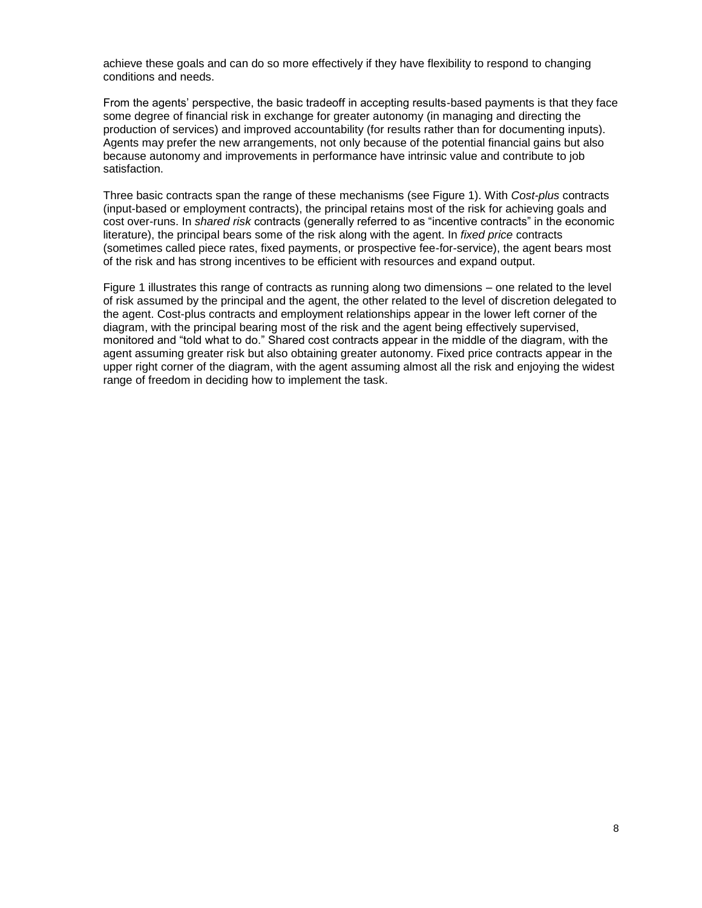achieve these goals and can do so more effectively if they have flexibility to respond to changing conditions and needs.

From the agents' perspective, the basic tradeoff in accepting results-based payments is that they face some degree of financial risk in exchange for greater autonomy (in managing and directing the production of services) and improved accountability (for results rather than for documenting inputs). Agents may prefer the new arrangements, not only because of the potential financial gains but also because autonomy and improvements in performance have intrinsic value and contribute to job satisfaction.

Three basic contracts span the range of these mechanisms (see Figure 1). With *Cost-plus* contracts (input-based or employment contracts), the principal retains most of the risk for achieving goals and cost over-runs. In *shared risk* contracts (generally referred to as "incentive contracts" in the economic literature), the principal bears some of the risk along with the agent. In *fixed price* contracts (sometimes called piece rates, fixed payments, or prospective fee-for-service), the agent bears most of the risk and has strong incentives to be efficient with resources and expand output.

Figure 1 illustrates this range of contracts as running along two dimensions – one related to the level of risk assumed by the principal and the agent, the other related to the level of discretion delegated to the agent. Cost-plus contracts and employment relationships appear in the lower left corner of the diagram, with the principal bearing most of the risk and the agent being effectively supervised, monitored and "told what to do." Shared cost contracts appear in the middle of the diagram, with the agent assuming greater risk but also obtaining greater autonomy. Fixed price contracts appear in the upper right corner of the diagram, with the agent assuming almost all the risk and enjoying the widest range of freedom in deciding how to implement the task.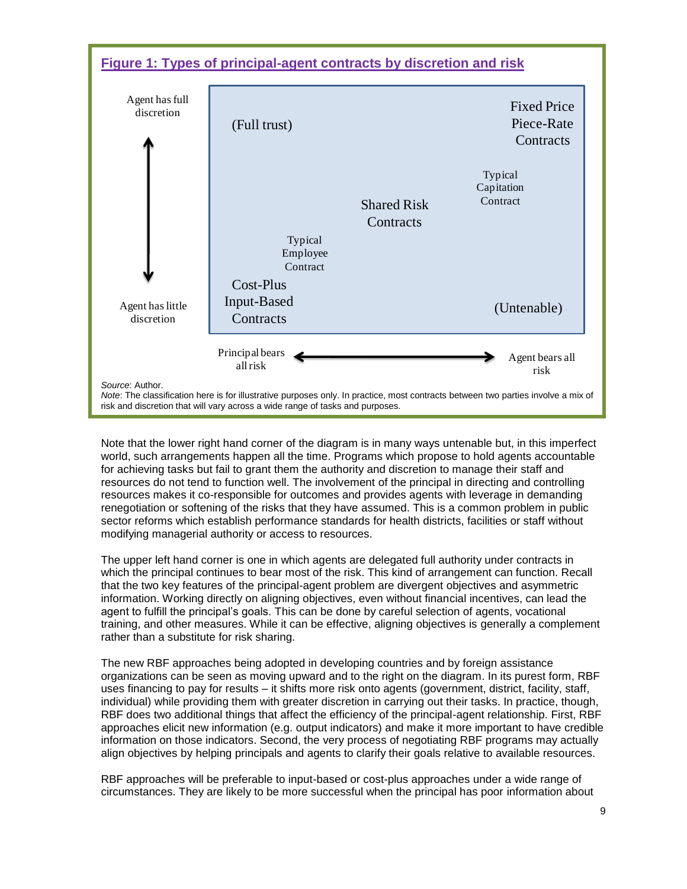**Figure 1: Types of principal-agent contracts by discretion and risk**

| | Principal bears all risk ← | | → Agent bears all risk |
|---|---|---|---|
| Agent has full discretion | (Full trust) | | Fixed Price Piece-Rate Contracts |
| | | | Typical Capitation Contract |
| | | Shared Risk Contracts | |
| | Typical Employee Contract | | |
| Agent has little discretion | Cost-Plus Input-Based Contracts | | (Untenable) |

*Source*: Author.
*Note*: The classification here is for illustrative purposes only. In practice, most contracts between two parties involve a mix of risk and discretion that will vary across a wide range of tasks and purposes.

Note that the lower right hand corner of the diagram is in many ways untenable but, in this imperfect world, such arrangements happen all the time. Programs which propose to hold agents accountable for achieving tasks but fail to grant them the authority and discretion to manage their staff and resources do not tend to function well. The involvement of the principal in directing and controlling resources makes it co-responsible for outcomes and provides agents with leverage in demanding renegotiation or softening of the risks that they have assumed. This is a common problem in public sector reforms which establish performance standards for health districts, facilities or staff without modifying managerial authority or access to resources.

The upper left hand corner is one in which agents are delegated full authority under contracts in which the principal continues to bear most of the risk. This kind of arrangement can function. Recall that the two key features of the principal-agent problem are divergent objectives and asymmetric information. Working directly on aligning objectives, even without financial incentives, can lead the agent to fulfill the principal's goals. This can be done by careful selection of agents, vocational training, and other measures. While it can be effective, aligning objectives is generally a complement rather than a substitute for risk sharing.

The new RBF approaches being adopted in developing countries and by foreign assistance organizations can be seen as moving upward and to the right on the diagram. In its purest form, RBF uses financing to pay for results – it shifts more risk onto agents (government, district, facility, staff, individual) while providing them with greater discretion in carrying out their tasks. In practice, though, RBF does two additional things that affect the efficiency of the principal-agent relationship. First, RBF approaches elicit new information (e.g. output indicators) and make it more important to have credible information on those indicators. Second, the very process of negotiating RBF programs may actually align objectives by helping principals and agents to clarify their goals relative to available resources.

RBF approaches will be preferable to input-based or cost-plus approaches under a wide range of circumstances. They are likely to be more successful when the principal has poor information about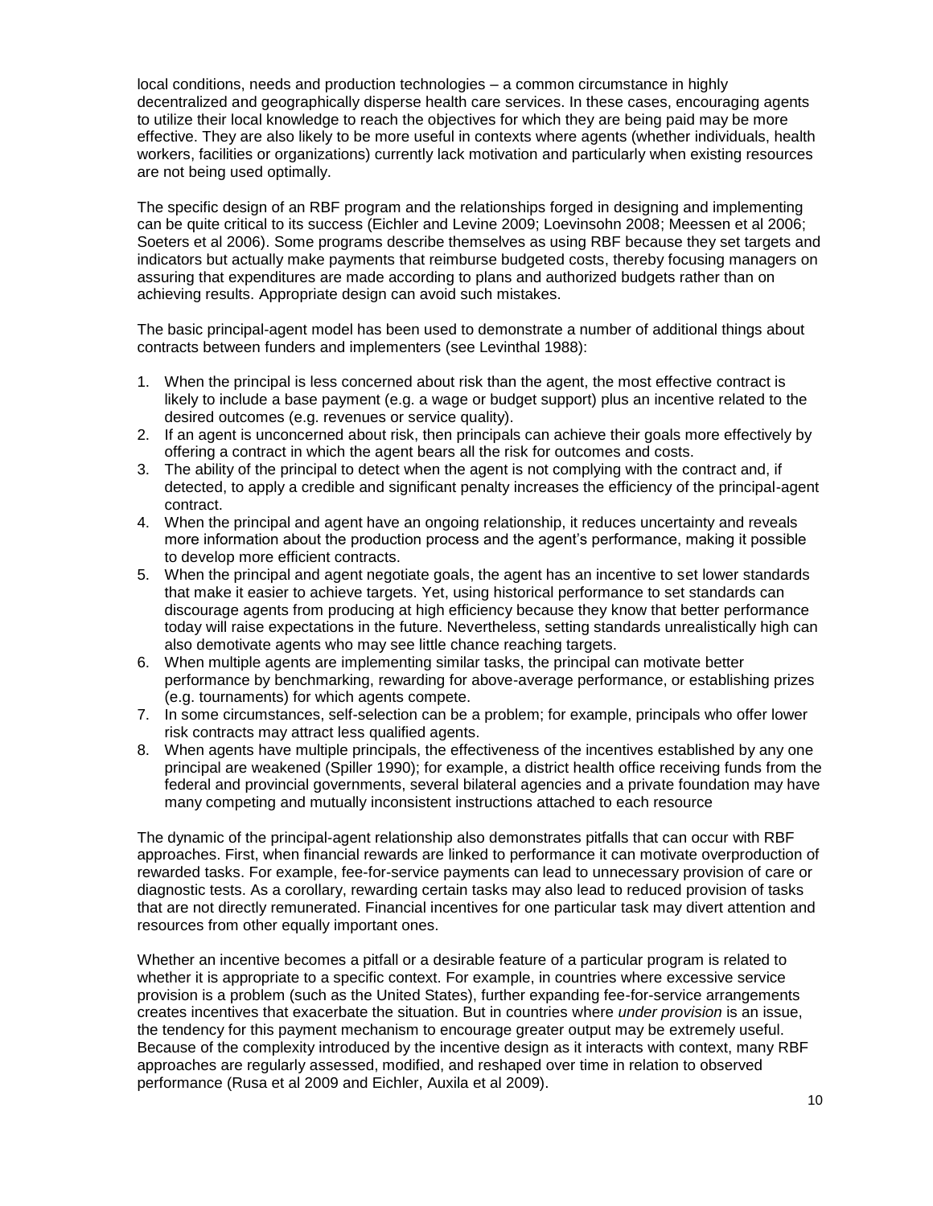local conditions, needs and production technologies – a common circumstance in highly decentralized and geographically disperse health care services. In these cases, encouraging agents to utilize their local knowledge to reach the objectives for which they are being paid may be more effective. They are also likely to be more useful in contexts where agents (whether individuals, health workers, facilities or organizations) currently lack motivation and particularly when existing resources are not being used optimally.

The specific design of an RBF program and the relationships forged in designing and implementing can be quite critical to its success (Eichler and Levine 2009; Loevinsohn 2008; Meessen et al 2006; Soeters et al 2006). Some programs describe themselves as using RBF because they set targets and indicators but actually make payments that reimburse budgeted costs, thereby focusing managers on assuring that expenditures are made according to plans and authorized budgets rather than on achieving results. Appropriate design can avoid such mistakes.

The basic principal-agent model has been used to demonstrate a number of additional things about contracts between funders and implementers (see Levinthal 1988):

1. When the principal is less concerned about risk than the agent, the most effective contract is likely to include a base payment (e.g. a wage or budget support) plus an incentive related to the desired outcomes (e.g. revenues or service quality).
2. If an agent is unconcerned about risk, then principals can achieve their goals more effectively by offering a contract in which the agent bears all the risk for outcomes and costs.
3. The ability of the principal to detect when the agent is not complying with the contract and, if detected, to apply a credible and significant penalty increases the efficiency of the principal-agent contract.
4. When the principal and agent have an ongoing relationship, it reduces uncertainty and reveals more information about the production process and the agent's performance, making it possible to develop more efficient contracts.
5. When the principal and agent negotiate goals, the agent has an incentive to set lower standards that make it easier to achieve targets. Yet, using historical performance to set standards can discourage agents from producing at high efficiency because they know that better performance today will raise expectations in the future. Nevertheless, setting standards unrealistically high can also demotivate agents who may see little chance reaching targets.
6. When multiple agents are implementing similar tasks, the principal can motivate better performance by benchmarking, rewarding for above-average performance, or establishing prizes (e.g. tournaments) for which agents compete.
7. In some circumstances, self-selection can be a problem; for example, principals who offer lower risk contracts may attract less qualified agents.
8. When agents have multiple principals, the effectiveness of the incentives established by any one principal are weakened (Spiller 1990); for example, a district health office receiving funds from the federal and provincial governments, several bilateral agencies and a private foundation may have many competing and mutually inconsistent instructions attached to each resource

The dynamic of the principal-agent relationship also demonstrates pitfalls that can occur with RBF approaches. First, when financial rewards are linked to performance it can motivate overproduction of rewarded tasks. For example, fee-for-service payments can lead to unnecessary provision of care or diagnostic tests. As a corollary, rewarding certain tasks may also lead to reduced provision of tasks that are not directly remunerated. Financial incentives for one particular task may divert attention and resources from other equally important ones.

Whether an incentive becomes a pitfall or a desirable feature of a particular program is related to whether it is appropriate to a specific context. For example, in countries where excessive service provision is a problem (such as the United States), further expanding fee-for-service arrangements creates incentives that exacerbate the situation. But in countries where *under provision* is an issue, the tendency for this payment mechanism to encourage greater output may be extremely useful. Because of the complexity introduced by the incentive design as it interacts with context, many RBF approaches are regularly assessed, modified, and reshaped over time in relation to observed performance (Rusa et al 2009 and Eichler, Auxila et al 2009).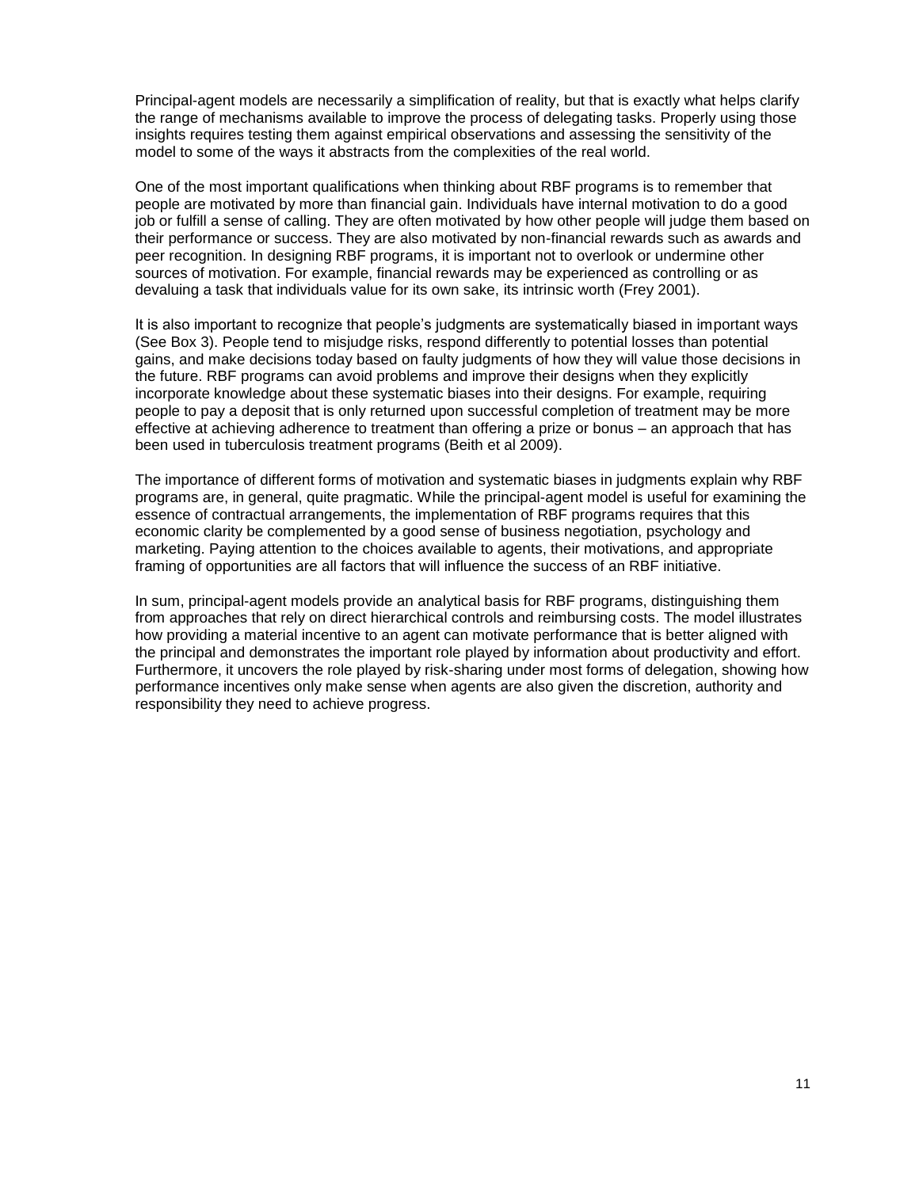Principal-agent models are necessarily a simplification of reality, but that is exactly what helps clarify the range of mechanisms available to improve the process of delegating tasks. Properly using those insights requires testing them against empirical observations and assessing the sensitivity of the model to some of the ways it abstracts from the complexities of the real world.

One of the most important qualifications when thinking about RBF programs is to remember that people are motivated by more than financial gain. Individuals have internal motivation to do a good job or fulfill a sense of calling. They are often motivated by how other people will judge them based on their performance or success. They are also motivated by non-financial rewards such as awards and peer recognition. In designing RBF programs, it is important not to overlook or undermine other sources of motivation. For example, financial rewards may be experienced as controlling or as devaluing a task that individuals value for its own sake, its intrinsic worth (Frey 2001).

It is also important to recognize that people's judgments are systematically biased in important ways (See Box 3). People tend to misjudge risks, respond differently to potential losses than potential gains, and make decisions today based on faulty judgments of how they will value those decisions in the future. RBF programs can avoid problems and improve their designs when they explicitly incorporate knowledge about these systematic biases into their designs. For example, requiring people to pay a deposit that is only returned upon successful completion of treatment may be more effective at achieving adherence to treatment than offering a prize or bonus – an approach that has been used in tuberculosis treatment programs (Beith et al 2009).

The importance of different forms of motivation and systematic biases in judgments explain why RBF programs are, in general, quite pragmatic. While the principal-agent model is useful for examining the essence of contractual arrangements, the implementation of RBF programs requires that this economic clarity be complemented by a good sense of business negotiation, psychology and marketing. Paying attention to the choices available to agents, their motivations, and appropriate framing of opportunities are all factors that will influence the success of an RBF initiative.

In sum, principal-agent models provide an analytical basis for RBF programs, distinguishing them from approaches that rely on direct hierarchical controls and reimbursing costs. The model illustrates how providing a material incentive to an agent can motivate performance that is better aligned with the principal and demonstrates the important role played by information about productivity and effort. Furthermore, it uncovers the role played by risk-sharing under most forms of delegation, showing how performance incentives only make sense when agents are also given the discretion, authority and responsibility they need to achieve progress.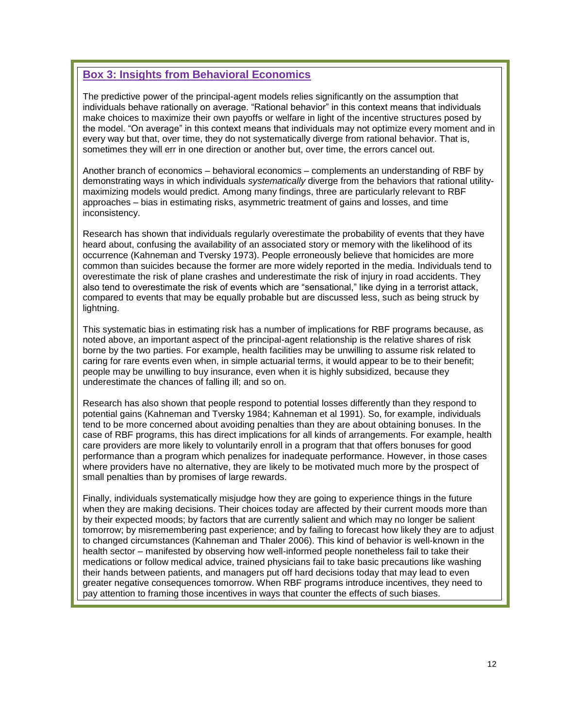## Box 3: Insights from Behavioral Economics

The predictive power of the principal-agent models relies significantly on the assumption that individuals behave rationally on average. “Rational behavior” in this context means that individuals make choices to maximize their own payoffs or welfare in light of the incentive structures posed by the model. “On average” in this context means that individuals may not optimize every moment and in every way but that, over time, they do not systematically diverge from rational behavior. That is, sometimes they will err in one direction or another but, over time, the errors cancel out.

Another branch of economics – behavioral economics – complements an understanding of RBF by demonstrating ways in which individuals *systematically* diverge from the behaviors that rational utility-maximizing models would predict. Among many findings, three are particularly relevant to RBF approaches – bias in estimating risks, asymmetric treatment of gains and losses, and time inconsistency.

Research has shown that individuals regularly overestimate the probability of events that they have heard about, confusing the availability of an associated story or memory with the likelihood of its occurrence (Kahneman and Tversky 1973). People erroneously believe that homicides are more common than suicides because the former are more widely reported in the media. Individuals tend to overestimate the risk of plane crashes and underestimate the risk of injury in road accidents. They also tend to overestimate the risk of events which are “sensational,” like dying in a terrorist attack, compared to events that may be equally probable but are discussed less, such as being struck by lightning.

This systematic bias in estimating risk has a number of implications for RBF programs because, as noted above, an important aspect of the principal-agent relationship is the relative shares of risk borne by the two parties. For example, health facilities may be unwilling to assume risk related to caring for rare events even when, in simple actuarial terms, it would appear to be to their benefit; people may be unwilling to buy insurance, even when it is highly subsidized, because they underestimate the chances of falling ill; and so on.

Research has also shown that people respond to potential losses differently than they respond to potential gains (Kahneman and Tversky 1984; Kahneman et al 1991). So, for example, individuals tend to be more concerned about avoiding penalties than they are about obtaining bonuses. In the case of RBF programs, this has direct implications for all kinds of arrangements. For example, health care providers are more likely to voluntarily enroll in a program that that offers bonuses for good performance than a program which penalizes for inadequate performance. However, in those cases where providers have no alternative, they are likely to be motivated much more by the prospect of small penalties than by promises of large rewards.

Finally, individuals systematically misjudge how they are going to experience things in the future when they are making decisions. Their choices today are affected by their current moods more than by their expected moods; by factors that are currently salient and which may no longer be salient tomorrow; by misremembering past experience; and by failing to forecast how likely they are to adjust to changed circumstances (Kahneman and Thaler 2006). This kind of behavior is well-known in the health sector – manifested by observing how well-informed people nonetheless fail to take their medications or follow medical advice, trained physicians fail to take basic precautions like washing their hands between patients, and managers put off hard decisions today that may lead to even greater negative consequences tomorrow. When RBF programs introduce incentives, they need to pay attention to framing those incentives in ways that counter the effects of such biases.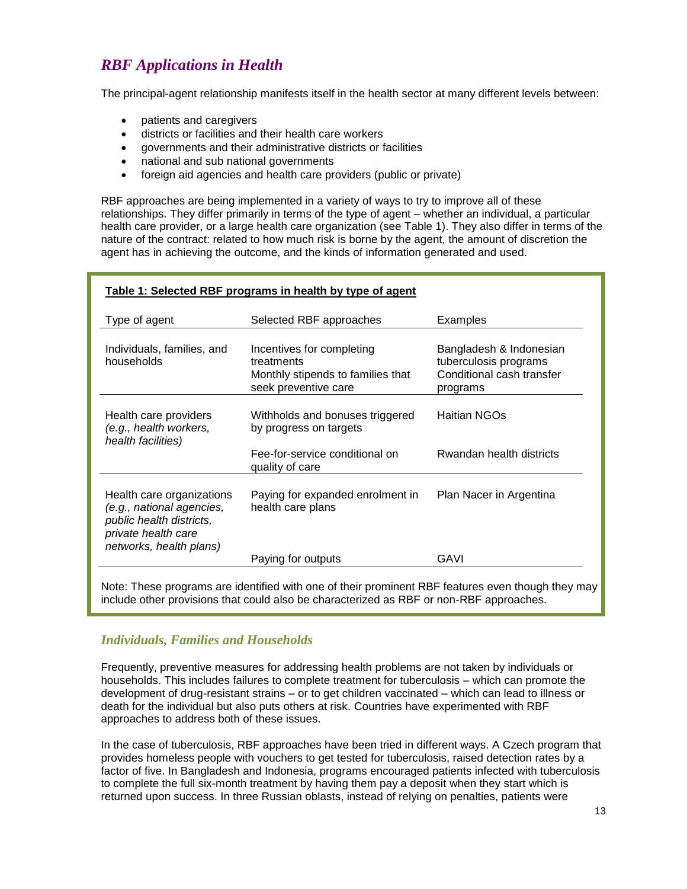## *RBF Applications in Health*

The principal-agent relationship manifests itself in the health sector at many different levels between:

- patients and caregivers
- districts or facilities and their health care workers
- governments and their administrative districts or facilities
- national and sub national governments
- foreign aid agencies and health care providers (public or private)

RBF approaches are being implemented in a variety of ways to try to improve all of these relationships. They differ primarily in terms of the type of agent – whether an individual, a particular health care provider, or a large health care organization (see Table 1). They also differ in terms of the nature of the contract: related to how much risk is borne by the agent, the amount of discretion the agent has in achieving the outcome, and the kinds of information generated and used.

**Table 1: Selected RBF programs in health by type of agent**

| Type of agent | Selected RBF approaches | Examples |
|---|---|---|
| Individuals, families, and households | Incentives for completing treatments | Bangladesh & Indonesian tuberculosis programs |
| | Monthly stipends to families that seek preventive care | Conditional cash transfer programs |
| Health care providers *(e.g., health workers, health facilities)* | Withholds and bonuses triggered by progress on targets | Haitian NGOs |
| | Fee-for-service conditional on quality of care | Rwandan health districts |
| Health care organizations *(e.g., national agencies, public health districts, private health care networks, health plans)* | Paying for expanded enrolment in health care plans | Plan Nacer in Argentina |
| | Paying for outputs | GAVI |

Note: These programs are identified with one of their prominent RBF features even though they may include other provisions that could also be characterized as RBF or non-RBF approaches.

### *Individuals, Families and Households*

Frequently, preventive measures for addressing health problems are not taken by individuals or households. This includes failures to complete treatment for tuberculosis – which can promote the development of drug-resistant strains – or to get children vaccinated – which can lead to illness or death for the individual but also puts others at risk. Countries have experimented with RBF approaches to address both of these issues.

In the case of tuberculosis, RBF approaches have been tried in different ways. A Czech program that provides homeless people with vouchers to get tested for tuberculosis, raised detection rates by a factor of five. In Bangladesh and Indonesia, programs encouraged patients infected with tuberculosis to complete the full six-month treatment by having them pay a deposit when they start which is returned upon success. In three Russian oblasts, instead of relying on penalties, patients were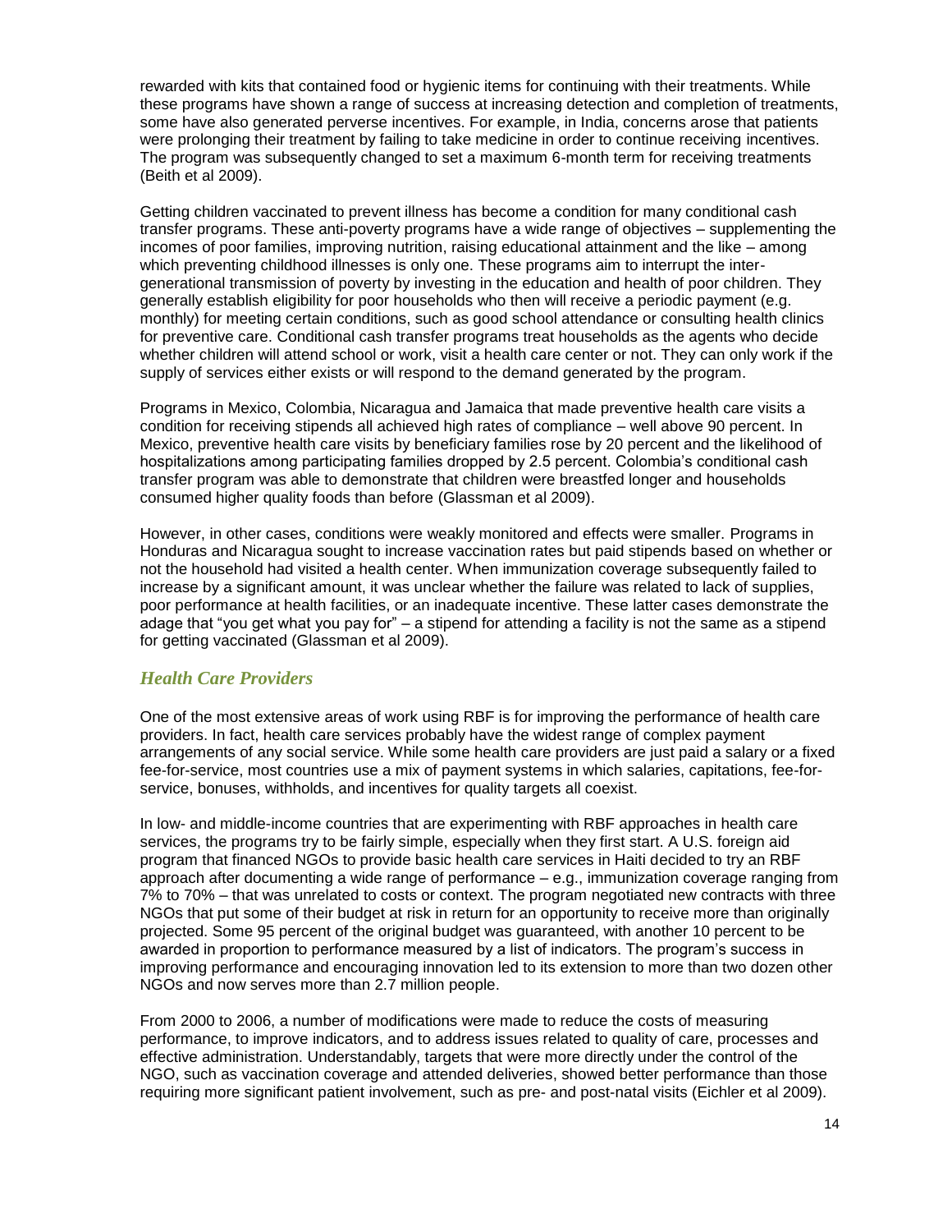rewarded with kits that contained food or hygienic items for continuing with their treatments. While these programs have shown a range of success at increasing detection and completion of treatments, some have also generated perverse incentives. For example, in India, concerns arose that patients were prolonging their treatment by failing to take medicine in order to continue receiving incentives. The program was subsequently changed to set a maximum 6-month term for receiving treatments (Beith et al 2009).

Getting children vaccinated to prevent illness has become a condition for many conditional cash transfer programs. These anti-poverty programs have a wide range of objectives – supplementing the incomes of poor families, improving nutrition, raising educational attainment and the like – among which preventing childhood illnesses is only one. These programs aim to interrupt the inter-generational transmission of poverty by investing in the education and health of poor children. They generally establish eligibility for poor households who then will receive a periodic payment (e.g. monthly) for meeting certain conditions, such as good school attendance or consulting health clinics for preventive care. Conditional cash transfer programs treat households as the agents who decide whether children will attend school or work, visit a health care center or not. They can only work if the supply of services either exists or will respond to the demand generated by the program.

Programs in Mexico, Colombia, Nicaragua and Jamaica that made preventive health care visits a condition for receiving stipends all achieved high rates of compliance – well above 90 percent. In Mexico, preventive health care visits by beneficiary families rose by 20 percent and the likelihood of hospitalizations among participating families dropped by 2.5 percent. Colombia's conditional cash transfer program was able to demonstrate that children were breastfed longer and households consumed higher quality foods than before (Glassman et al 2009).

However, in other cases, conditions were weakly monitored and effects were smaller. Programs in Honduras and Nicaragua sought to increase vaccination rates but paid stipends based on whether or not the household had visited a health center. When immunization coverage subsequently failed to increase by a significant amount, it was unclear whether the failure was related to lack of supplies, poor performance at health facilities, or an inadequate incentive. These latter cases demonstrate the adage that "you get what you pay for" – a stipend for attending a facility is not the same as a stipend for getting vaccinated (Glassman et al 2009).

### *Health Care Providers*

One of the most extensive areas of work using RBF is for improving the performance of health care providers. In fact, health care services probably have the widest range of complex payment arrangements of any social service. While some health care providers are just paid a salary or a fixed fee-for-service, most countries use a mix of payment systems in which salaries, capitations, fee-for-service, bonuses, withholds, and incentives for quality targets all coexist.

In low- and middle-income countries that are experimenting with RBF approaches in health care services, the programs try to be fairly simple, especially when they first start. A U.S. foreign aid program that financed NGOs to provide basic health care services in Haiti decided to try an RBF approach after documenting a wide range of performance – e.g., immunization coverage ranging from 7% to 70% – that was unrelated to costs or context. The program negotiated new contracts with three NGOs that put some of their budget at risk in return for an opportunity to receive more than originally projected. Some 95 percent of the original budget was guaranteed, with another 10 percent to be awarded in proportion to performance measured by a list of indicators. The program's success in improving performance and encouraging innovation led to its extension to more than two dozen other NGOs and now serves more than 2.7 million people.

From 2000 to 2006, a number of modifications were made to reduce the costs of measuring performance, to improve indicators, and to address issues related to quality of care, processes and effective administration. Understandably, targets that were more directly under the control of the NGO, such as vaccination coverage and attended deliveries, showed better performance than those requiring more significant patient involvement, such as pre- and post-natal visits (Eichler et al 2009).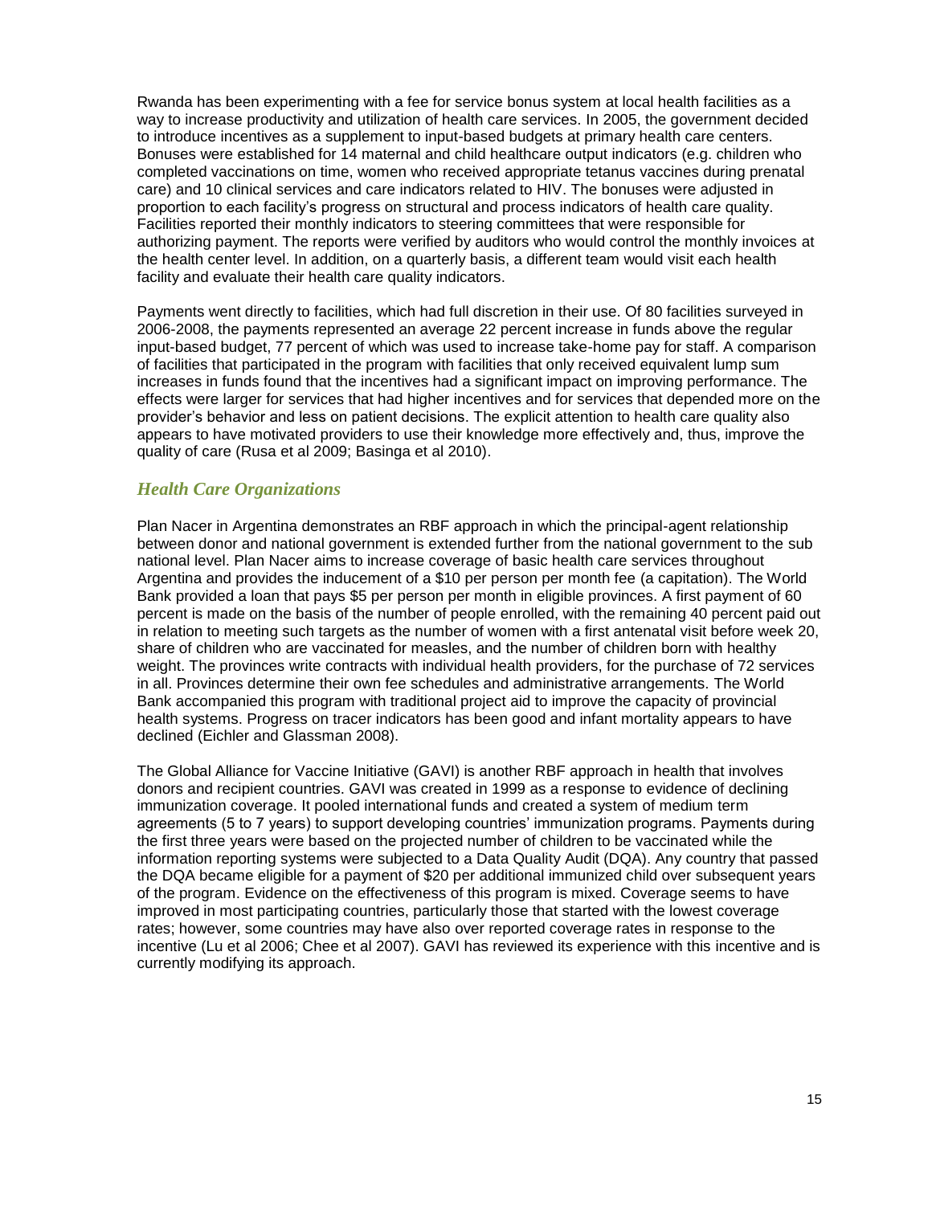Rwanda has been experimenting with a fee for service bonus system at local health facilities as a way to increase productivity and utilization of health care services. In 2005, the government decided to introduce incentives as a supplement to input-based budgets at primary health care centers. Bonuses were established for 14 maternal and child healthcare output indicators (e.g. children who completed vaccinations on time, women who received appropriate tetanus vaccines during prenatal care) and 10 clinical services and care indicators related to HIV. The bonuses were adjusted in proportion to each facility's progress on structural and process indicators of health care quality. Facilities reported their monthly indicators to steering committees that were responsible for authorizing payment. The reports were verified by auditors who would control the monthly invoices at the health center level. In addition, on a quarterly basis, a different team would visit each health facility and evaluate their health care quality indicators.

Payments went directly to facilities, which had full discretion in their use. Of 80 facilities surveyed in 2006-2008, the payments represented an average 22 percent increase in funds above the regular input-based budget, 77 percent of which was used to increase take-home pay for staff. A comparison of facilities that participated in the program with facilities that only received equivalent lump sum increases in funds found that the incentives had a significant impact on improving performance. The effects were larger for services that had higher incentives and for services that depended more on the provider's behavior and less on patient decisions. The explicit attention to health care quality also appears to have motivated providers to use their knowledge more effectively and, thus, improve the quality of care (Rusa et al 2009; Basinga et al 2010).

## *Health Care Organizations*

Plan Nacer in Argentina demonstrates an RBF approach in which the principal-agent relationship between donor and national government is extended further from the national government to the sub national level. Plan Nacer aims to increase coverage of basic health care services throughout Argentina and provides the inducement of a $10 per person per month fee (a capitation). The World Bank provided a loan that pays $5 per person per month in eligible provinces. A first payment of 60 percent is made on the basis of the number of people enrolled, with the remaining 40 percent paid out in relation to meeting such targets as the number of women with a first antenatal visit before week 20, share of children who are vaccinated for measles, and the number of children born with healthy weight. The provinces write contracts with individual health providers, for the purchase of 72 services in all. Provinces determine their own fee schedules and administrative arrangements. The World Bank accompanied this program with traditional project aid to improve the capacity of provincial health systems. Progress on tracer indicators has been good and infant mortality appears to have declined (Eichler and Glassman 2008).

The Global Alliance for Vaccine Initiative (GAVI) is another RBF approach in health that involves donors and recipient countries. GAVI was created in 1999 as a response to evidence of declining immunization coverage. It pooled international funds and created a system of medium term agreements (5 to 7 years) to support developing countries' immunization programs. Payments during the first three years were based on the projected number of children to be vaccinated while the information reporting systems were subjected to a Data Quality Audit (DQA). Any country that passed the DQA became eligible for a payment of $20 per additional immunized child over subsequent years of the program. Evidence on the effectiveness of this program is mixed. Coverage seems to have improved in most participating countries, particularly those that started with the lowest coverage rates; however, some countries may have also over reported coverage rates in response to the incentive (Lu et al 2006; Chee et al 2007). GAVI has reviewed its experience with this incentive and is currently modifying its approach.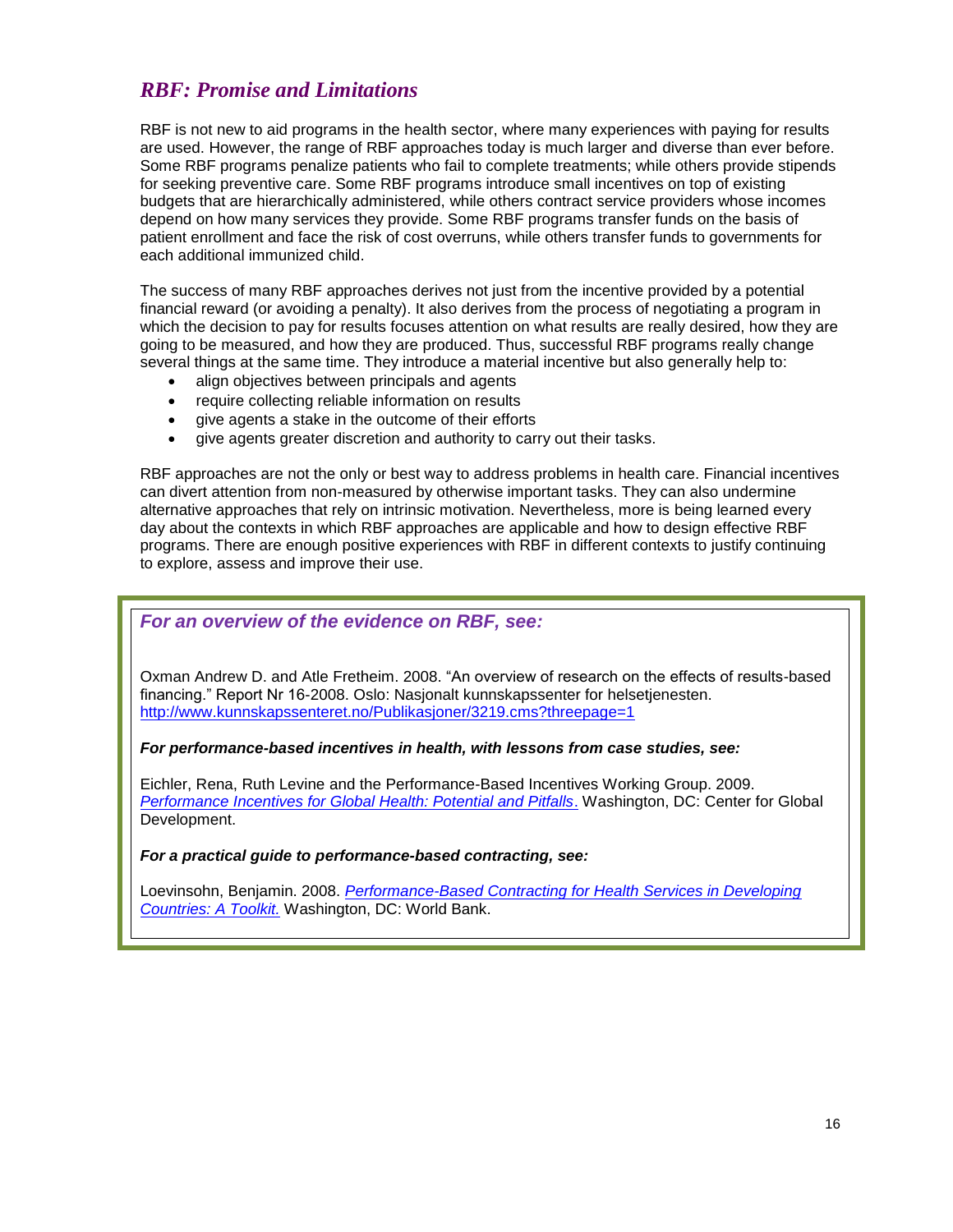## *RBF: Promise and Limitations*

RBF is not new to aid programs in the health sector, where many experiences with paying for results are used. However, the range of RBF approaches today is much larger and diverse than ever before. Some RBF programs penalize patients who fail to complete treatments; while others provide stipends for seeking preventive care. Some RBF programs introduce small incentives on top of existing budgets that are hierarchically administered, while others contract service providers whose incomes depend on how many services they provide. Some RBF programs transfer funds on the basis of patient enrollment and face the risk of cost overruns, while others transfer funds to governments for each additional immunized child.

The success of many RBF approaches derives not just from the incentive provided by a potential financial reward (or avoiding a penalty). It also derives from the process of negotiating a program in which the decision to pay for results focuses attention on what results are really desired, how they are going to be measured, and how they are produced. Thus, successful RBF programs really change several things at the same time. They introduce a material incentive but also generally help to:

- align objectives between principals and agents
- require collecting reliable information on results
- give agents a stake in the outcome of their efforts
- give agents greater discretion and authority to carry out their tasks.

RBF approaches are not the only or best way to address problems in health care. Financial incentives can divert attention from non-measured by otherwise important tasks. They can also undermine alternative approaches that rely on intrinsic motivation. Nevertheless, more is being learned every day about the contexts in which RBF approaches are applicable and how to design effective RBF programs. There are enough positive experiences with RBF in different contexts to justify continuing to explore, assess and improve their use.

***For an overview of the evidence on RBF, see:***

Oxman Andrew D. and Atle Fretheim. 2008. "An overview of research on the effects of results-based financing." Report Nr 16-2008. Oslo: Nasjonalt kunnskapssenter for helsetjenesten. http://www.kunnskapssenteret.no/Publikasjoner/3219.cms?threepage=1

***For performance-based incentives in health, with lessons from case studies, see:***

Eichler, Rena, Ruth Levine and the Performance-Based Incentives Working Group. 2009. *Performance Incentives for Global Health: Potential and Pitfalls*. Washington, DC: Center for Global Development.

***For a practical guide to performance-based contracting, see:***

Loevinsohn, Benjamin. 2008. *Performance-Based Contracting for Health Services in Developing Countries: A Toolkit.* Washington, DC: World Bank.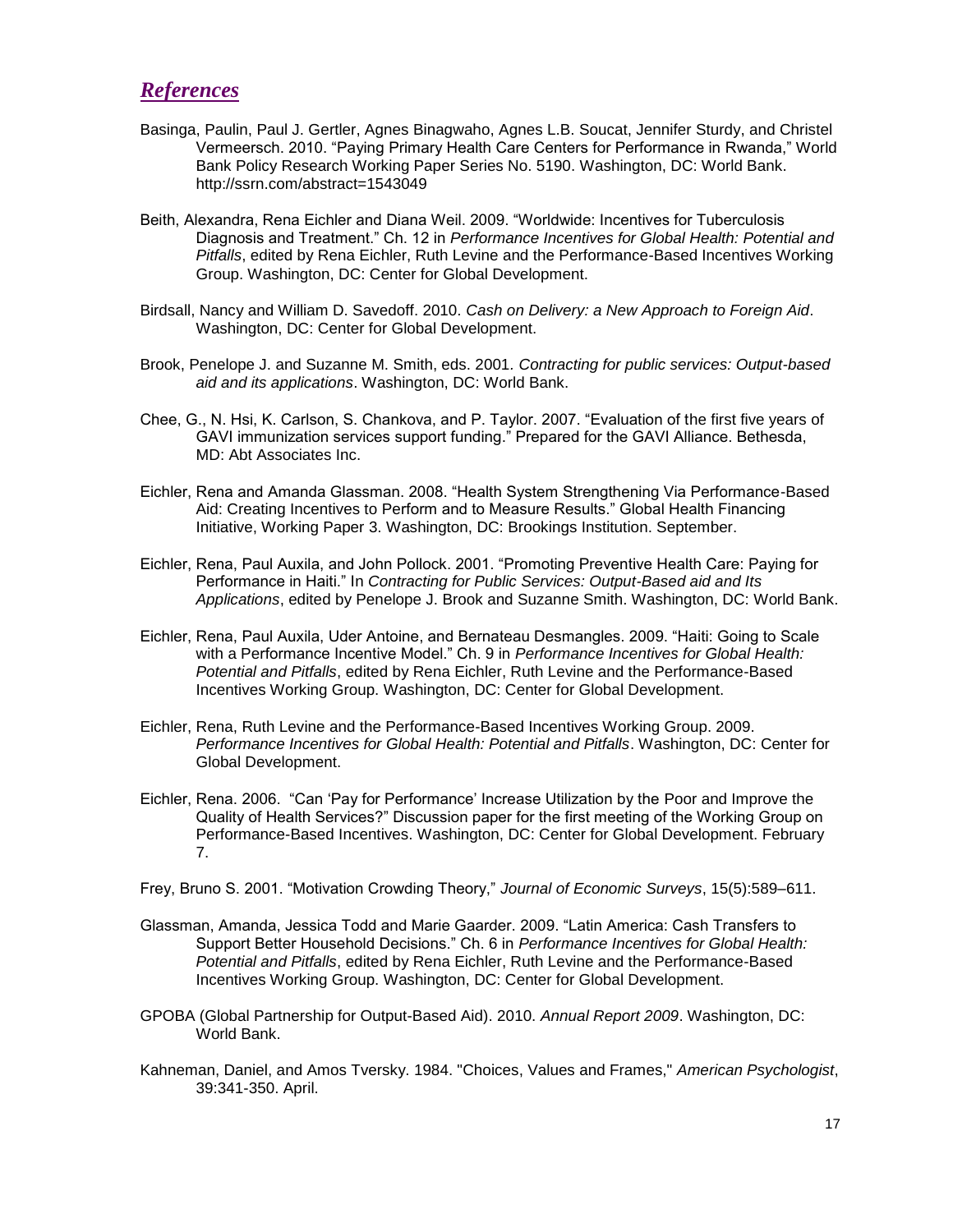## *References*

Basinga, Paulin, Paul J. Gertler, Agnes Binagwaho, Agnes L.B. Soucat, Jennifer Sturdy, and Christel Vermeersch. 2010. "Paying Primary Health Care Centers for Performance in Rwanda," World Bank Policy Research Working Paper Series No. 5190. Washington, DC: World Bank. http://ssrn.com/abstract=1543049

Beith, Alexandra, Rena Eichler and Diana Weil. 2009. "Worldwide: Incentives for Tuberculosis Diagnosis and Treatment." Ch. 12 in *Performance Incentives for Global Health: Potential and Pitfalls*, edited by Rena Eichler, Ruth Levine and the Performance-Based Incentives Working Group. Washington, DC: Center for Global Development.

Birdsall, Nancy and William D. Savedoff. 2010. *Cash on Delivery: a New Approach to Foreign Aid*. Washington, DC: Center for Global Development.

Brook, Penelope J. and Suzanne M. Smith, eds. 2001. *Contracting for public services: Output-based aid and its applications*. Washington, DC: World Bank.

Chee, G., N. Hsi, K. Carlson, S. Chankova, and P. Taylor. 2007. "Evaluation of the first five years of GAVI immunization services support funding." Prepared for the GAVI Alliance. Bethesda, MD: Abt Associates Inc.

Eichler, Rena and Amanda Glassman. 2008. "Health System Strengthening Via Performance-Based Aid: Creating Incentives to Perform and to Measure Results." Global Health Financing Initiative, Working Paper 3. Washington, DC: Brookings Institution. September.

Eichler, Rena, Paul Auxila, and John Pollock. 2001. "Promoting Preventive Health Care: Paying for Performance in Haiti." In *Contracting for Public Services: Output-Based aid and Its Applications*, edited by Penelope J. Brook and Suzanne Smith. Washington, DC: World Bank.

Eichler, Rena, Paul Auxila, Uder Antoine, and Bernateau Desmangles. 2009. "Haiti: Going to Scale with a Performance Incentive Model." Ch. 9 in *Performance Incentives for Global Health: Potential and Pitfalls*, edited by Rena Eichler, Ruth Levine and the Performance-Based Incentives Working Group. Washington, DC: Center for Global Development.

Eichler, Rena, Ruth Levine and the Performance-Based Incentives Working Group. 2009. *Performance Incentives for Global Health: Potential and Pitfalls*. Washington, DC: Center for Global Development.

Eichler, Rena. 2006. "Can 'Pay for Performance' Increase Utilization by the Poor and Improve the Quality of Health Services?" Discussion paper for the first meeting of the Working Group on Performance-Based Incentives. Washington, DC: Center for Global Development. February 7.

Frey, Bruno S. 2001. "Motivation Crowding Theory," *Journal of Economic Surveys*, 15(5):589–611.

Glassman, Amanda, Jessica Todd and Marie Gaarder. 2009. "Latin America: Cash Transfers to Support Better Household Decisions." Ch. 6 in *Performance Incentives for Global Health: Potential and Pitfalls*, edited by Rena Eichler, Ruth Levine and the Performance-Based Incentives Working Group. Washington, DC: Center for Global Development.

GPOBA (Global Partnership for Output-Based Aid). 2010. *Annual Report 2009*. Washington, DC: World Bank.

Kahneman, Daniel, and Amos Tversky. 1984. "Choices, Values and Frames," *American Psychologist*, 39:341-350. April.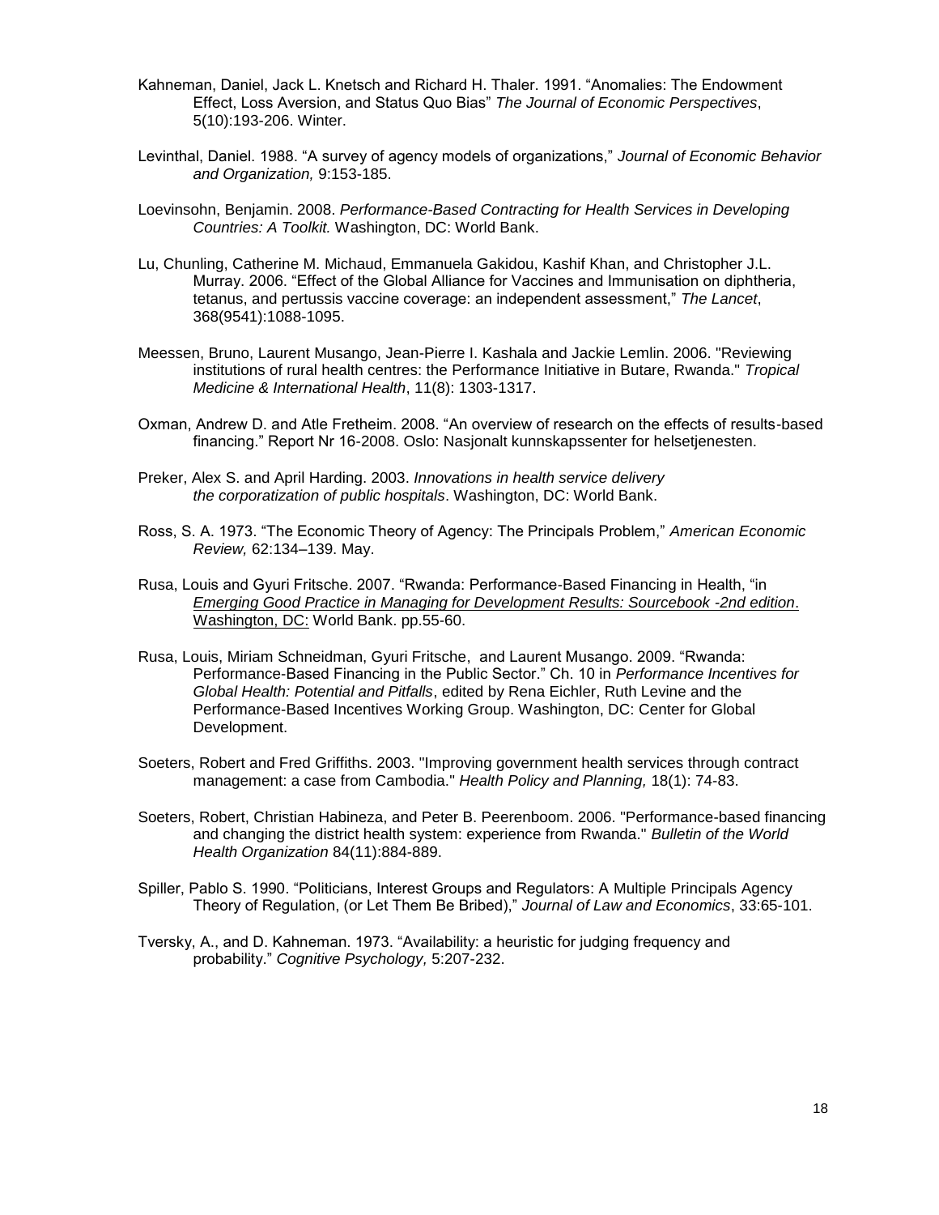Kahneman, Daniel, Jack L. Knetsch and Richard H. Thaler. 1991. “Anomalies: The Endowment Effect, Loss Aversion, and Status Quo Bias” *The Journal of Economic Perspectives*, 5(10):193-206. Winter.

Levinthal, Daniel. 1988. “A survey of agency models of organizations,” *Journal of Economic Behavior and Organization,* 9:153-185.

Loevinsohn, Benjamin. 2008. *Performance-Based Contracting for Health Services in Developing Countries: A Toolkit.* Washington, DC: World Bank.

Lu, Chunling, Catherine M. Michaud, Emmanuela Gakidou, Kashif Khan, and Christopher J.L. Murray. 2006. “Effect of the Global Alliance for Vaccines and Immunisation on diphtheria, tetanus, and pertussis vaccine coverage: an independent assessment,” *The Lancet*, 368(9541):1088-1095.

Meessen, Bruno, Laurent Musango, Jean-Pierre I. Kashala and Jackie Lemlin. 2006. "Reviewing institutions of rural health centres: the Performance Initiative in Butare, Rwanda." *Tropical Medicine & International Health*, 11(8): 1303-1317.

Oxman, Andrew D. and Atle Fretheim. 2008. “An overview of research on the effects of results-based financing.” Report Nr 16-2008. Oslo: Nasjonalt kunnskapssenter for helsetjenesten.

Preker, Alex S. and April Harding. 2003. *Innovations in health service delivery the corporatization of public hospitals*. Washington, DC: World Bank.

Ross, S. A. 1973. “The Economic Theory of Agency: The Principals Problem,” *American Economic Review,* 62:134–139. May.

Rusa, Louis and Gyuri Fritsche. 2007. “Rwanda: Performance-Based Financing in Health, “in *Emerging Good Practice in Managing for Development Results: Sourcebook -2nd edition*. Washington, DC: World Bank. pp.55-60.

Rusa, Louis, Miriam Schneidman, Gyuri Fritsche, and Laurent Musango. 2009. “Rwanda: Performance-Based Financing in the Public Sector.” Ch. 10 in *Performance Incentives for Global Health: Potential and Pitfalls*, edited by Rena Eichler, Ruth Levine and the Performance-Based Incentives Working Group. Washington, DC: Center for Global Development.

Soeters, Robert and Fred Griffiths. 2003. "Improving government health services through contract management: a case from Cambodia." *Health Policy and Planning,* 18(1): 74-83.

Soeters, Robert, Christian Habineza, and Peter B. Peerenboom. 2006. "Performance-based financing and changing the district health system: experience from Rwanda." *Bulletin of the World Health Organization* 84(11):884-889.

Spiller, Pablo S. 1990. “Politicians, Interest Groups and Regulators: A Multiple Principals Agency Theory of Regulation, (or Let Them Be Bribed),” *Journal of Law and Economics*, 33:65-101.

Tversky, A., and D. Kahneman. 1973. “Availability: a heuristic for judging frequency and probability.” *Cognitive Psychology,* 5:207-232.